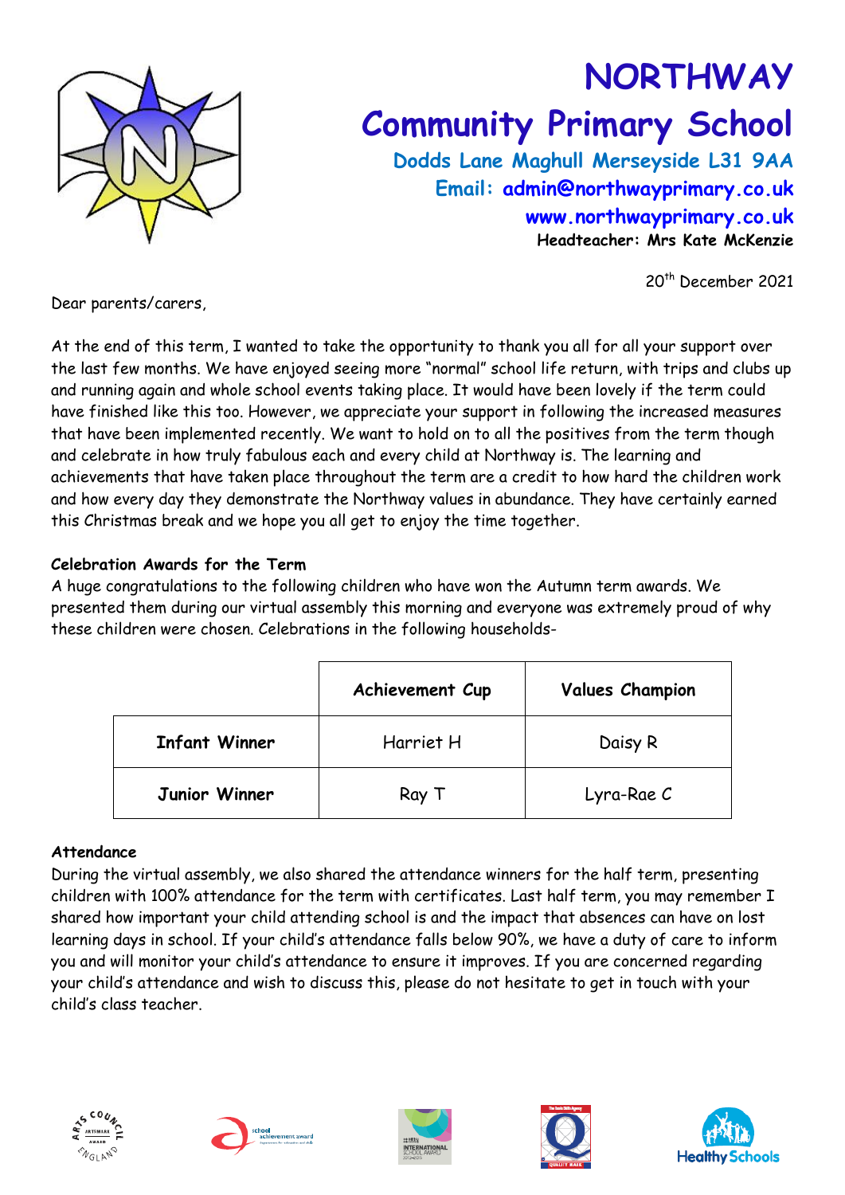# NORTHWAY
# Community Primary School

**Dodds Lane Maghull Merseyside L31 9AA**
**Email: admin@northwayprimary.co.uk**
**www.northwayprimary.co.uk**
**Headteacher: Mrs Kate McKenzie**

20th December 2021

Dear parents/carers,

At the end of this term, I wanted to take the opportunity to thank you all for all your support over the last few months. We have enjoyed seeing more "normal" school life return, with trips and clubs up and running again and whole school events taking place. It would have been lovely if the term could have finished like this too. However, we appreciate your support in following the increased measures that have been implemented recently. We want to hold on to all the positives from the term though and celebrate in how truly fabulous each and every child at Northway is. The learning and achievements that have taken place throughout the term are a credit to how hard the children work and how every day they demonstrate the Northway values in abundance. They have certainly earned this Christmas break and we hope you all get to enjoy the time together.

**Celebration Awards for the Term**

A huge congratulations to the following children who have won the Autumn term awards. We presented them during our virtual assembly this morning and everyone was extremely proud of why these children were chosen. Celebrations in the following households-

| | Achievement Cup | Values Champion |
|---|---|---|
| **Infant Winner** | Harriet H | Daisy R |
| **Junior Winner** | Ray T | Lyra-Rae C |

**Attendance**

During the virtual assembly, we also shared the attendance winners for the half term, presenting children with 100% attendance for the term with certificates. Last half term, you may remember I shared how important your child attending school is and the impact that absences can have on lost learning days in school. If your child's attendance falls below 90%, we have a duty of care to inform you and will monitor your child's attendance to ensure it improves. If you are concerned regarding your child's attendance and wish to discuss this, please do not hesitate to get in touch with your child's class teacher.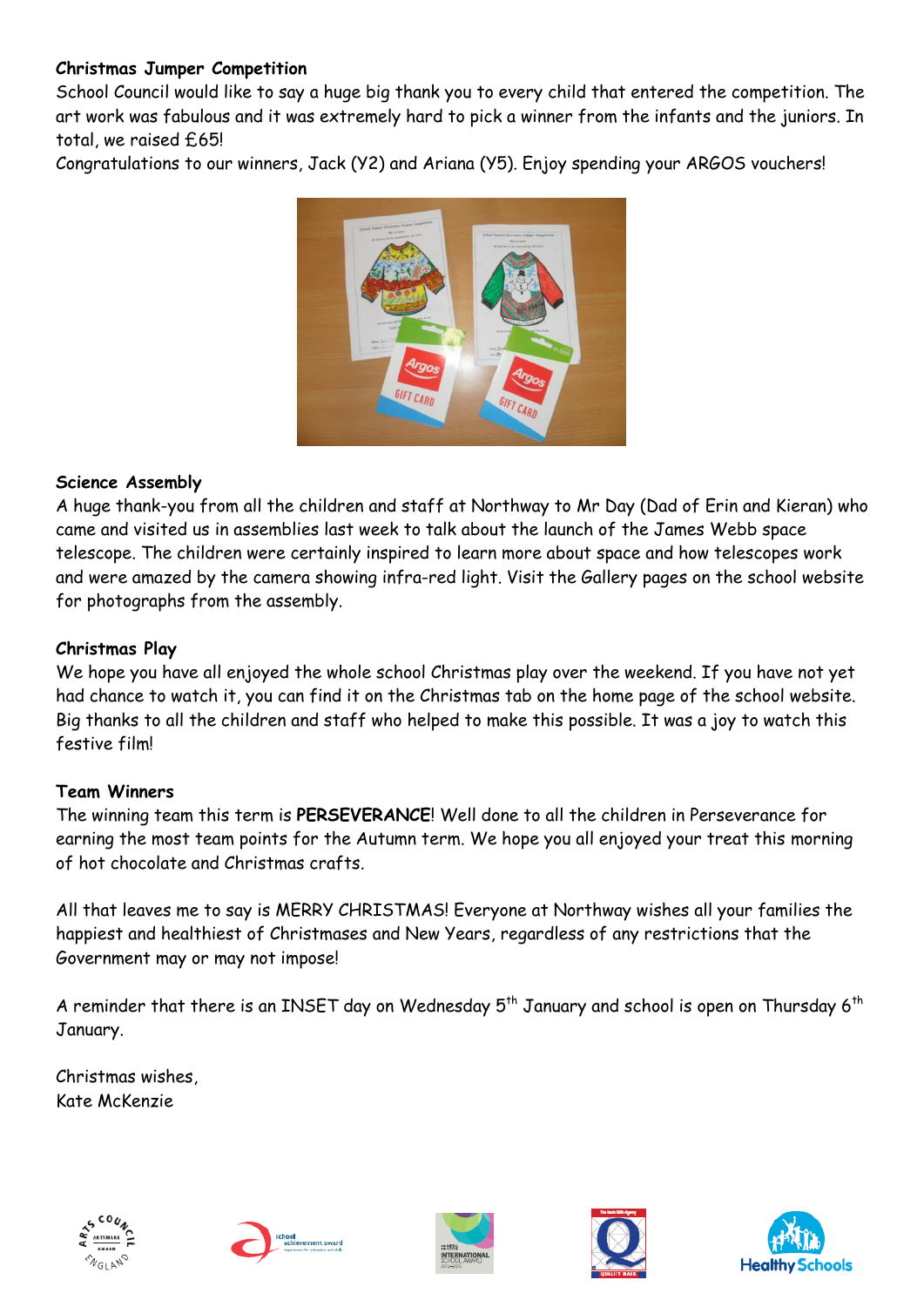**Christmas Jumper Competition**

School Council would like to say a huge big thank you to every child that entered the competition. The art work was fabulous and it was extremely hard to pick a winner from the infants and the juniors. In total, we raised £65!

Congratulations to our winners, Jack (Y2) and Ariana (Y5). Enjoy spending your ARGOS vouchers!

**Science Assembly**

A huge thank-you from all the children and staff at Northway to Mr Day (Dad of Erin and Kieran) who came and visited us in assemblies last week to talk about the launch of the James Webb space telescope. The children were certainly inspired to learn more about space and how telescopes work and were amazed by the camera showing infra-red light. Visit the Gallery pages on the school website for photographs from the assembly.

**Christmas Play**

We hope you have all enjoyed the whole school Christmas play over the weekend. If you have not yet had chance to watch it, you can find it on the Christmas tab on the home page of the school website. Big thanks to all the children and staff who helped to make this possible. It was a joy to watch this festive film!

**Team Winners**

The winning team this term is **PERSEVERANCE**! Well done to all the children in Perseverance for earning the most team points for the Autumn term. We hope you all enjoyed your treat this morning of hot chocolate and Christmas crafts.

All that leaves me to say is MERRY CHRISTMAS! Everyone at Northway wishes all your families the happiest and healthiest of Christmases and New Years, regardless of any restrictions that the Government may or may not impose!

A reminder that there is an INSET day on Wednesday 5th January and school is open on Thursday 6th January.

Christmas wishes,
Kate McKenzie